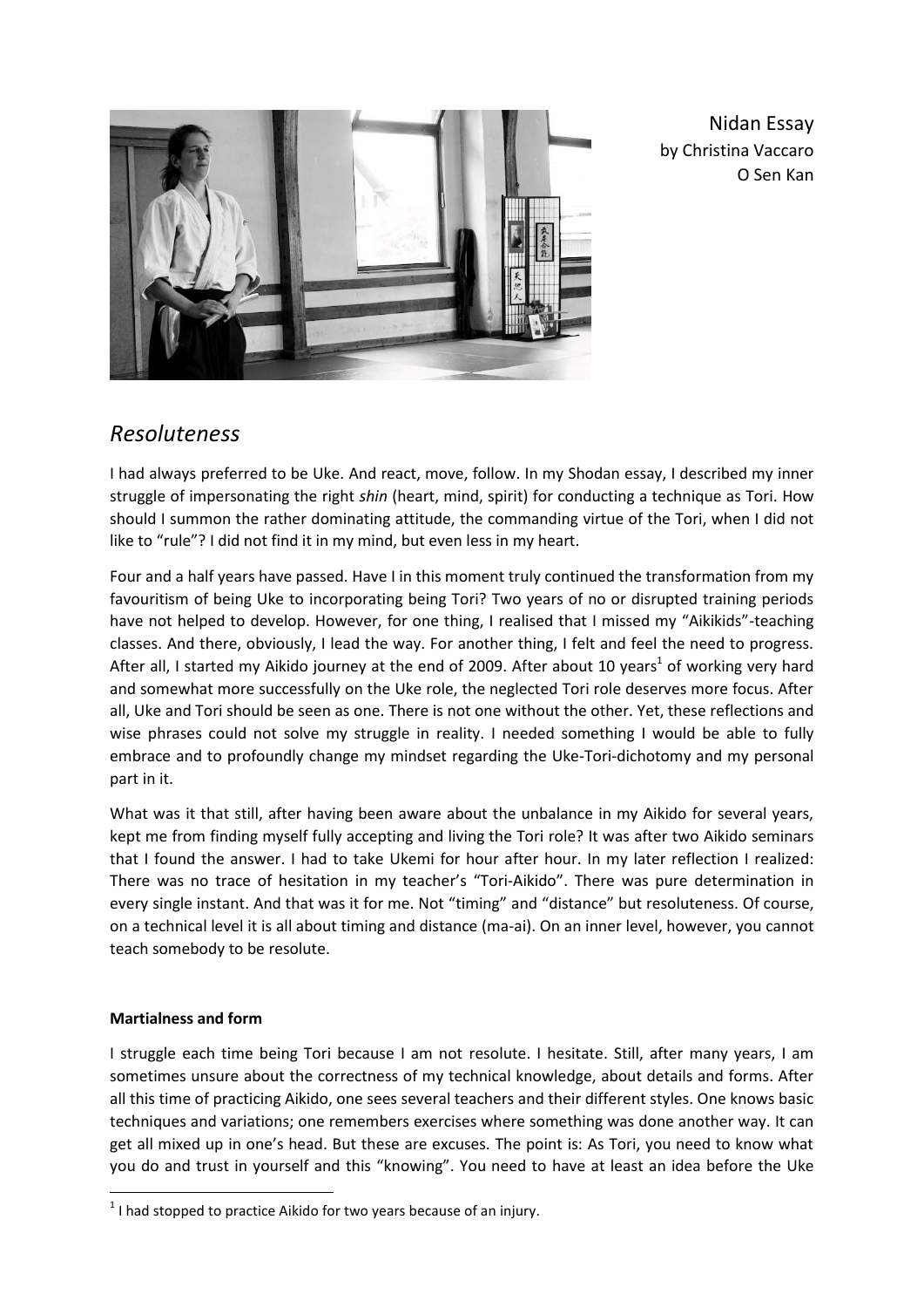Nidan Essay
by Christina Vaccaro
O Sen Kan

# *Resoluteness*

I had always preferred to be Uke. And react, move, follow. In my Shodan essay, I described my inner struggle of impersonating the right *shin* (heart, mind, spirit) for conducting a technique as Tori. How should I summon the rather dominating attitude, the commanding virtue of the Tori, when I did not like to "rule"? I did not find it in my mind, but even less in my heart.

Four and a half years have passed. Have I in this moment truly continued the transformation from my favouritism of being Uke to incorporating being Tori? Two years of no or disrupted training periods have not helped to develop. However, for one thing, I realised that I missed my "Aikikids"-teaching classes. And there, obviously, I lead the way. For another thing, I felt and feel the need to progress. After all, I started my Aikido journey at the end of 2009. After about 10 years[1] of working very hard and somewhat more successfully on the Uke role, the neglected Tori role deserves more focus. After all, Uke and Tori should be seen as one. There is not one without the other. Yet, these reflections and wise phrases could not solve my struggle in reality. I needed something I would be able to fully embrace and to profoundly change my mindset regarding the Uke-Tori-dichotomy and my personal part in it.

What was it that still, after having been aware about the unbalance in my Aikido for several years, kept me from finding myself fully accepting and living the Tori role? It was after two Aikido seminars that I found the answer. I had to take Ukemi for hour after hour. In my later reflection I realized: There was no trace of hesitation in my teacher's "Tori-Aikido". There was pure determination in every single instant. And that was it for me. Not "timing" and "distance" but resoluteness. Of course, on a technical level it is all about timing and distance (ma-ai). On an inner level, however, you cannot teach somebody to be resolute.

**Martialness and form**

I struggle each time being Tori because I am not resolute. I hesitate. Still, after many years, I am sometimes unsure about the correctness of my technical knowledge, about details and forms. After all this time of practicing Aikido, one sees several teachers and their different styles. One knows basic techniques and variations; one remembers exercises where something was done another way. It can get all mixed up in one's head. But these are excuses. The point is: As Tori, you need to know what you do and trust in yourself and this "knowing". You need to have at least an idea before the Uke

[1] I had stopped to practice Aikido for two years because of an injury.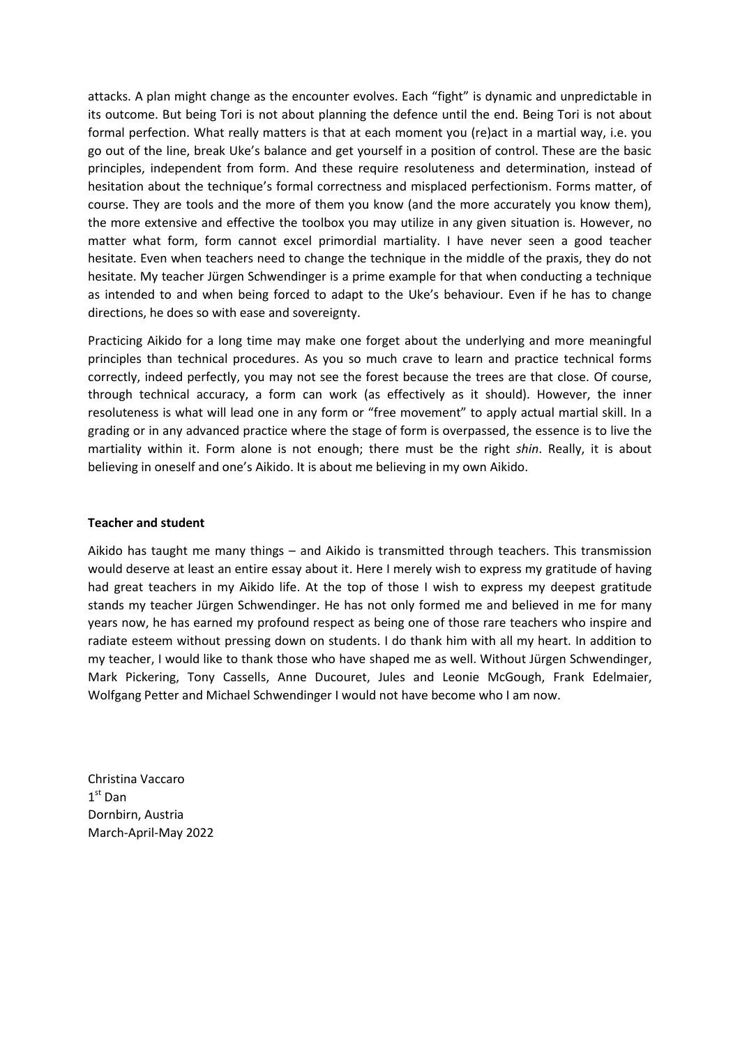attacks. A plan might change as the encounter evolves. Each "fight" is dynamic and unpredictable in its outcome. But being Tori is not about planning the defence until the end. Being Tori is not about formal perfection. What really matters is that at each moment you (re)act in a martial way, i.e. you go out of the line, break Uke's balance and get yourself in a position of control. These are the basic principles, independent from form. And these require resoluteness and determination, instead of hesitation about the technique's formal correctness and misplaced perfectionism. Forms matter, of course. They are tools and the more of them you know (and the more accurately you know them), the more extensive and effective the toolbox you may utilize in any given situation is. However, no matter what form, form cannot excel primordial martiality. I have never seen a good teacher hesitate. Even when teachers need to change the technique in the middle of the praxis, they do not hesitate. My teacher Jürgen Schwendinger is a prime example for that when conducting a technique as intended to and when being forced to adapt to the Uke's behaviour. Even if he has to change directions, he does so with ease and sovereignty.

Practicing Aikido for a long time may make one forget about the underlying and more meaningful principles than technical procedures. As you so much crave to learn and practice technical forms correctly, indeed perfectly, you may not see the forest because the trees are that close. Of course, through technical accuracy, a form can work (as effectively as it should). However, the inner resoluteness is what will lead one in any form or "free movement" to apply actual martial skill. In a grading or in any advanced practice where the stage of form is overpassed, the essence is to live the martiality within it. Form alone is not enough; there must be the right *shin*. Really, it is about believing in oneself and one's Aikido. It is about me believing in my own Aikido.

**Teacher and student**

Aikido has taught me many things – and Aikido is transmitted through teachers. This transmission would deserve at least an entire essay about it. Here I merely wish to express my gratitude of having had great teachers in my Aikido life. At the top of those I wish to express my deepest gratitude stands my teacher Jürgen Schwendinger. He has not only formed me and believed in me for many years now, he has earned my profound respect as being one of those rare teachers who inspire and radiate esteem without pressing down on students. I do thank him with all my heart. In addition to my teacher, I would like to thank those who have shaped me as well. Without Jürgen Schwendinger, Mark Pickering, Tony Cassells, Anne Ducouret, Jules and Leonie McGough, Frank Edelmaier, Wolfgang Petter and Michael Schwendinger I would not have become who I am now.

Christina Vaccaro
1st Dan
Dornbirn, Austria
March-April-May 2022